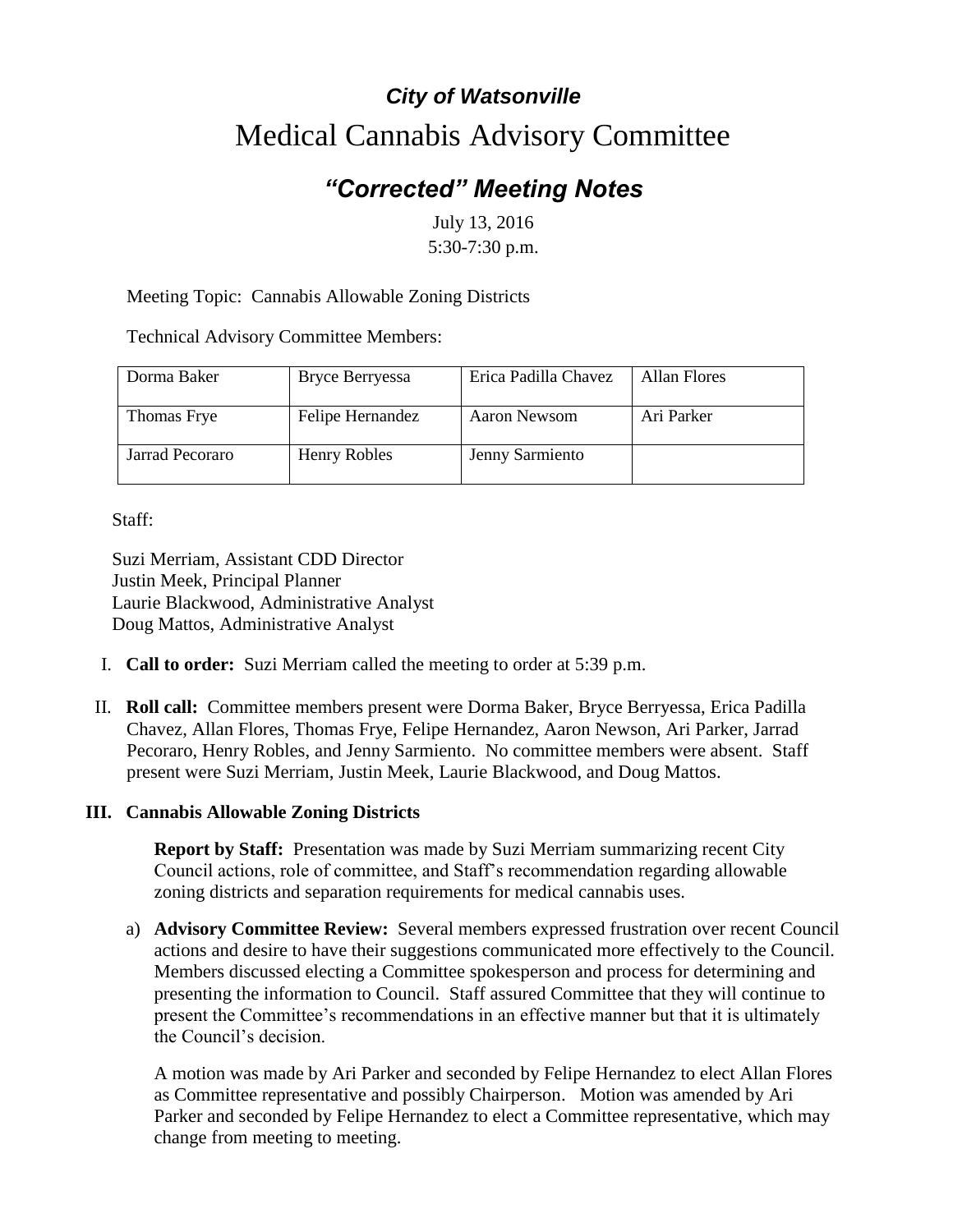# *City of Watsonville*

# Medical Cannabis Advisory Committee

## *"Corrected" Meeting Notes*

July 13, 2016
5:30-7:30 p.m.

Meeting Topic: Cannabis Allowable Zoning Districts

Technical Advisory Committee Members:

| Dorma Baker | Bryce Berryessa | Erica Padilla Chavez | Allan Flores |
|---|---|---|---|
| Thomas Frye | Felipe Hernandez | Aaron Newsom | Ari Parker |
| Jarrad Pecoraro | Henry Robles | Jenny Sarmiento | |

Staff:

Suzi Merriam, Assistant CDD Director
Justin Meek, Principal Planner
Laurie Blackwood, Administrative Analyst
Doug Mattos, Administrative Analyst

I. **Call to order:** Suzi Merriam called the meeting to order at 5:39 p.m.

II. **Roll call:** Committee members present were Dorma Baker, Bryce Berryessa, Erica Padilla Chavez, Allan Flores, Thomas Frye, Felipe Hernandez, Aaron Newson, Ari Parker, Jarrad Pecoraro, Henry Robles, and Jenny Sarmiento. No committee members were absent. Staff present were Suzi Merriam, Justin Meek, Laurie Blackwood, and Doug Mattos.

### III. Cannabis Allowable Zoning Districts

**Report by Staff:** Presentation was made by Suzi Merriam summarizing recent City Council actions, role of committee, and Staff's recommendation regarding allowable zoning districts and separation requirements for medical cannabis uses.

a) **Advisory Committee Review:** Several members expressed frustration over recent Council actions and desire to have their suggestions communicated more effectively to the Council. Members discussed electing a Committee spokesperson and process for determining and presenting the information to Council. Staff assured Committee that they will continue to present the Committee's recommendations in an effective manner but that it is ultimately the Council's decision.

A motion was made by Ari Parker and seconded by Felipe Hernandez to elect Allan Flores as Committee representative and possibly Chairperson. Motion was amended by Ari Parker and seconded by Felipe Hernandez to elect a Committee representative, which may change from meeting to meeting.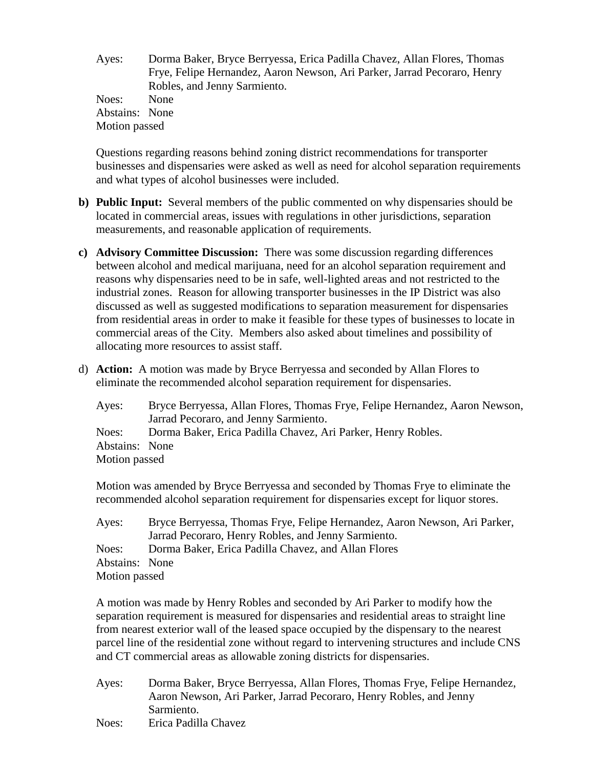Ayes: Dorma Baker, Bryce Berryessa, Erica Padilla Chavez, Allan Flores, Thomas Frye, Felipe Hernandez, Aaron Newson, Ari Parker, Jarrad Pecoraro, Henry Robles, and Jenny Sarmiento.
Noes: None
Abstains: None
Motion passed

Questions regarding reasons behind zoning district recommendations for transporter businesses and dispensaries were asked as well as need for alcohol separation requirements and what types of alcohol businesses were included.

**b) Public Input:** Several members of the public commented on why dispensaries should be located in commercial areas, issues with regulations in other jurisdictions, separation measurements, and reasonable application of requirements.

**c) Advisory Committee Discussion:** There was some discussion regarding differences between alcohol and medical marijuana, need for an alcohol separation requirement and reasons why dispensaries need to be in safe, well-lighted areas and not restricted to the industrial zones. Reason for allowing transporter businesses in the IP District was also discussed as well as suggested modifications to separation measurement for dispensaries from residential areas in order to make it feasible for these types of businesses to locate in commercial areas of the City. Members also asked about timelines and possibility of allocating more resources to assist staff.

d) **Action:** A motion was made by Bryce Berryessa and seconded by Allan Flores to eliminate the recommended alcohol separation requirement for dispensaries.

Ayes: Bryce Berryessa, Allan Flores, Thomas Frye, Felipe Hernandez, Aaron Newson, Jarrad Pecoraro, and Jenny Sarmiento.
Noes: Dorma Baker, Erica Padilla Chavez, Ari Parker, Henry Robles.
Abstains: None
Motion passed

Motion was amended by Bryce Berryessa and seconded by Thomas Frye to eliminate the recommended alcohol separation requirement for dispensaries except for liquor stores.

Ayes: Bryce Berryessa, Thomas Frye, Felipe Hernandez, Aaron Newson, Ari Parker, Jarrad Pecoraro, Henry Robles, and Jenny Sarmiento.
Noes: Dorma Baker, Erica Padilla Chavez, and Allan Flores
Abstains: None
Motion passed

A motion was made by Henry Robles and seconded by Ari Parker to modify how the separation requirement is measured for dispensaries and residential areas to straight line from nearest exterior wall of the leased space occupied by the dispensary to the nearest parcel line of the residential zone without regard to intervening structures and include CNS and CT commercial areas as allowable zoning districts for dispensaries.

Ayes: Dorma Baker, Bryce Berryessa, Allan Flores, Thomas Frye, Felipe Hernandez, Aaron Newson, Ari Parker, Jarrad Pecoraro, Henry Robles, and Jenny Sarmiento.
Noes: Erica Padilla Chavez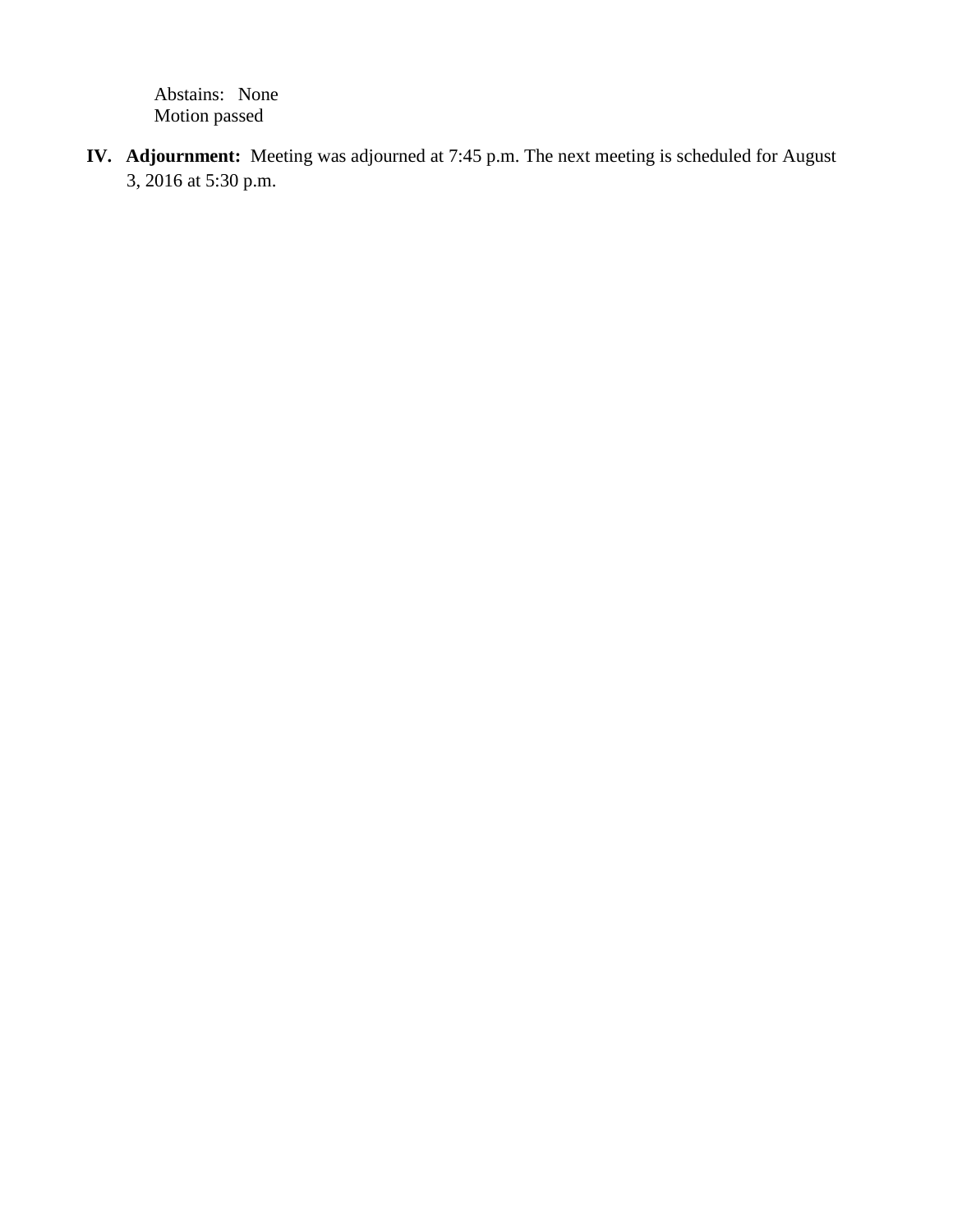Abstains: None
Motion passed

IV. **Adjournment:** Meeting was adjourned at 7:45 p.m. The next meeting is scheduled for August 3, 2016 at 5:30 p.m.